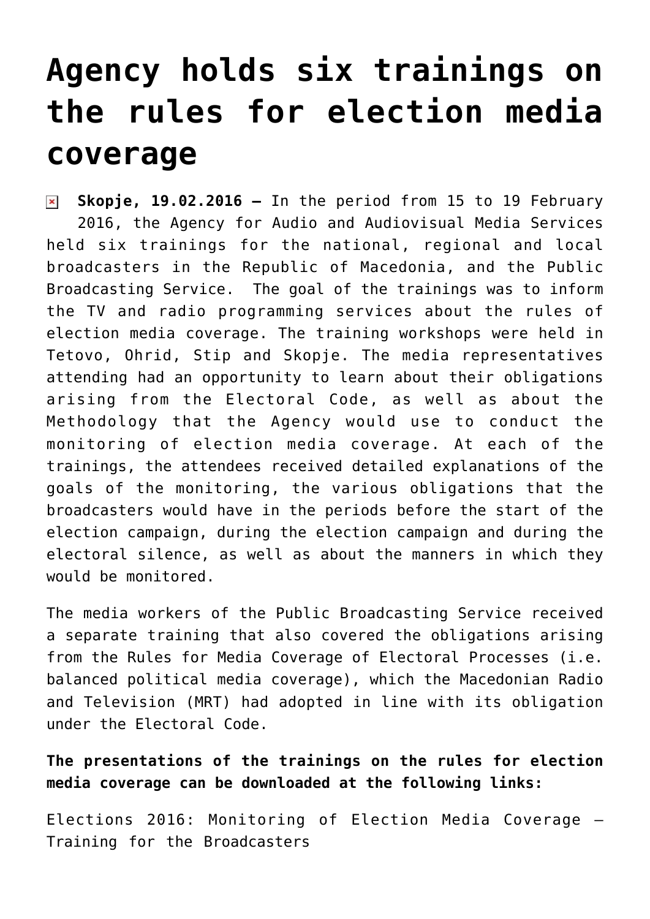# Agency holds six trainings on the rules for election media coverage

**Skopje, 19.02.2016 –** In the period from 15 to 19 February 2016, the Agency for Audio and Audiovisual Media Services held six trainings for the national, regional and local broadcasters in the Republic of Macedonia, and the Public Broadcasting Service. The goal of the trainings was to inform the TV and radio programming services about the rules of election media coverage. The training workshops were held in Tetovo, Ohrid, Stip and Skopje. The media representatives attending had an opportunity to learn about their obligations arising from the Electoral Code, as well as about the Methodology that the Agency would use to conduct the monitoring of election media coverage. At each of the trainings, the attendees received detailed explanations of the goals of the monitoring, the various obligations that the broadcasters would have in the periods before the start of the election campaign, during the election campaign and during the electoral silence, as well as about the manners in which they would be monitored.

The media workers of the Public Broadcasting Service received a separate training that also covered the obligations arising from the Rules for Media Coverage of Electoral Processes (i.e. balanced political media coverage), which the Macedonian Radio and Television (MRT) had adopted in line with its obligation under the Electoral Code.

**The presentations of the trainings on the rules for election media coverage can be downloaded at the following links:**

Elections 2016: Monitoring of Election Media Coverage – Training for the Broadcasters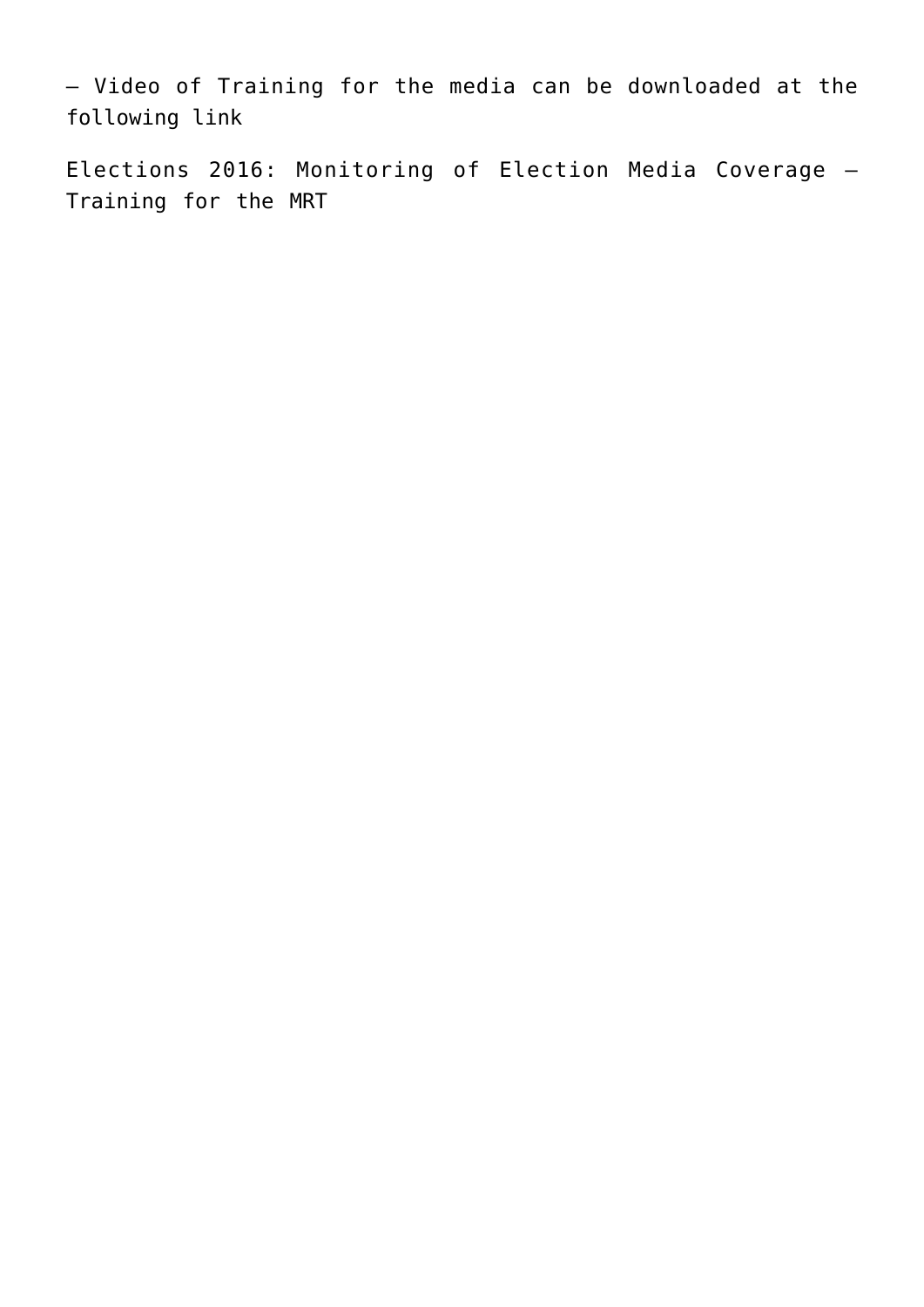– Video of Training for the media can be downloaded at the following link

Elections 2016: Monitoring of Election Media Coverage – Training for the MRT